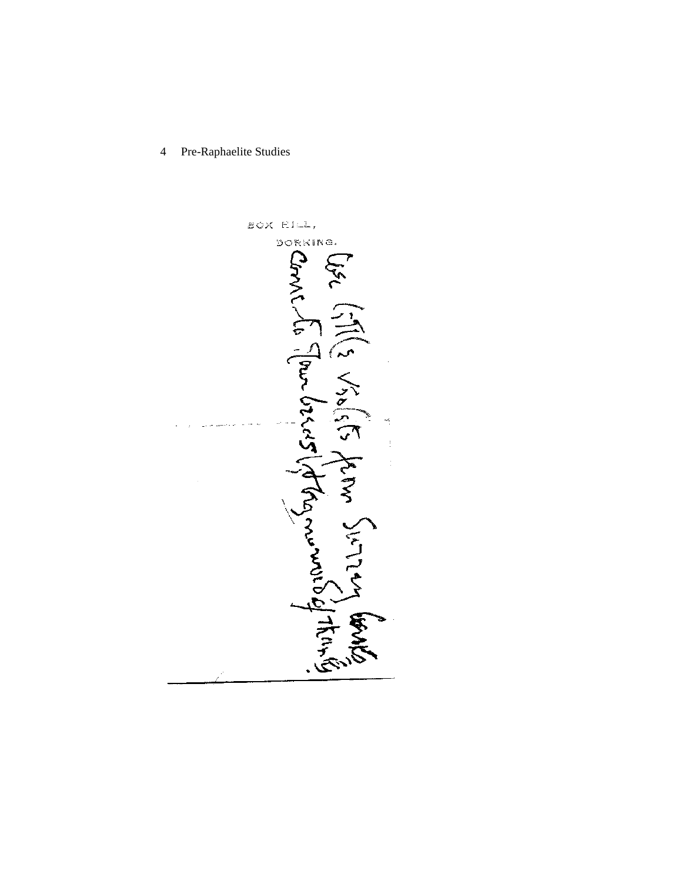BOX HILL,

DORKING.

These little violets from Surrey banks
Come to your breast, the memory of thanks.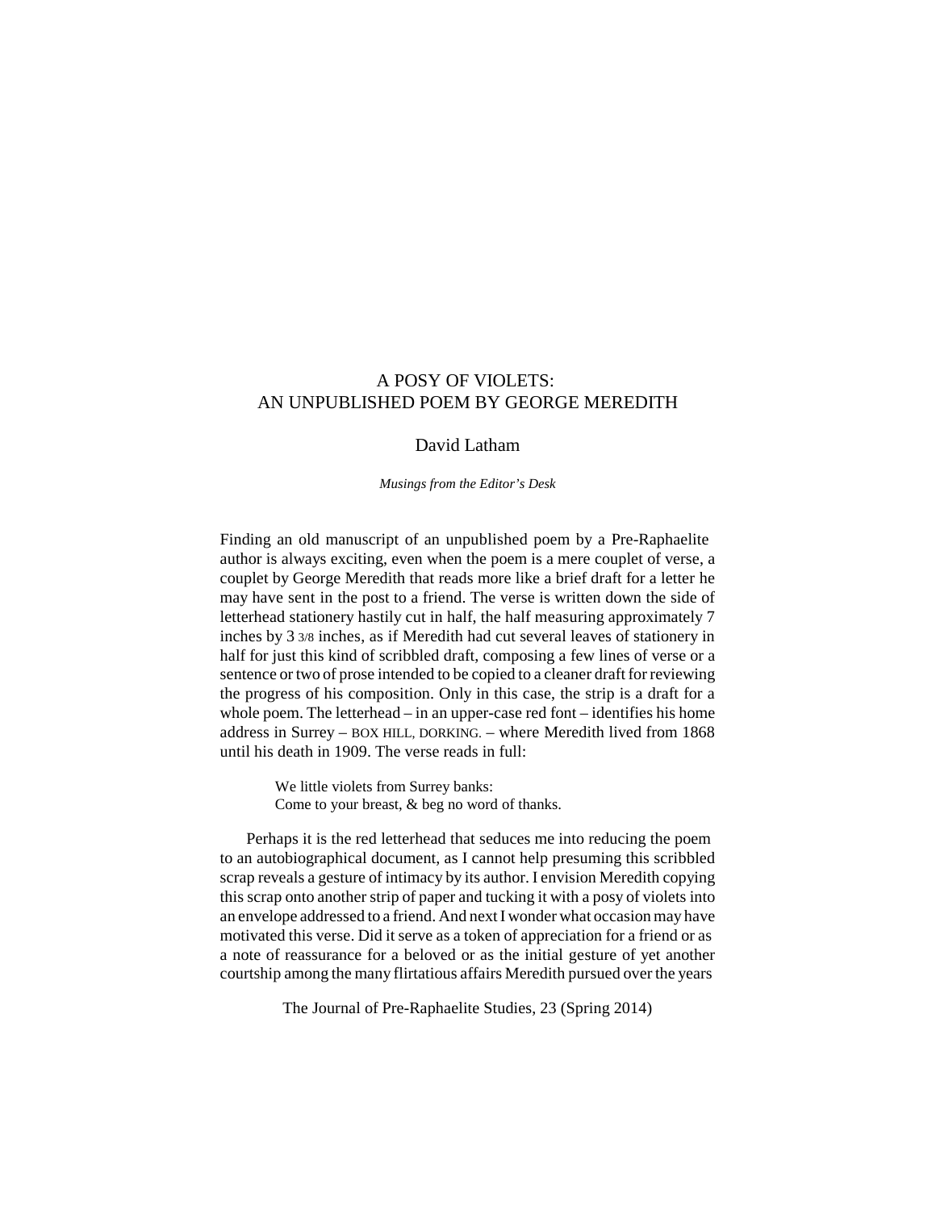# A POSY OF VIOLETS: AN UNPUBLISHED POEM BY GEORGE MEREDITH

David Latham

*Musings from the Editor's Desk*

Finding an old manuscript of an unpublished poem by a Pre-Raphaelite author is always exciting, even when the poem is a mere couplet of verse, a couplet by George Meredith that reads more like a brief draft for a letter he may have sent in the post to a friend. The verse is written down the side of letterhead stationery hastily cut in half, the half measuring approximately 7 inches by 3 3/8 inches, as if Meredith had cut several leaves of stationery in half for just this kind of scribbled draft, composing a few lines of verse or a sentence or two of prose intended to be copied to a cleaner draft for reviewing the progress of his composition. Only in this case, the strip is a draft for a whole poem. The letterhead – in an upper-case red font – identifies his home address in Surrey – BOX HILL, DORKING. – where Meredith lived from 1868 until his death in 1909. The verse reads in full:

> We little violets from Surrey banks:
> Come to your breast, & beg no word of thanks.

Perhaps it is the red letterhead that seduces me into reducing the poem to an autobiographical document, as I cannot help presuming this scribbled scrap reveals a gesture of intimacy by its author. I envision Meredith copying this scrap onto another strip of paper and tucking it with a posy of violets into an envelope addressed to a friend. And next I wonder what occasion may have motivated this verse. Did it serve as a token of appreciation for a friend or as a note of reassurance for a beloved or as the initial gesture of yet another courtship among the many flirtatious affairs Meredith pursued over the years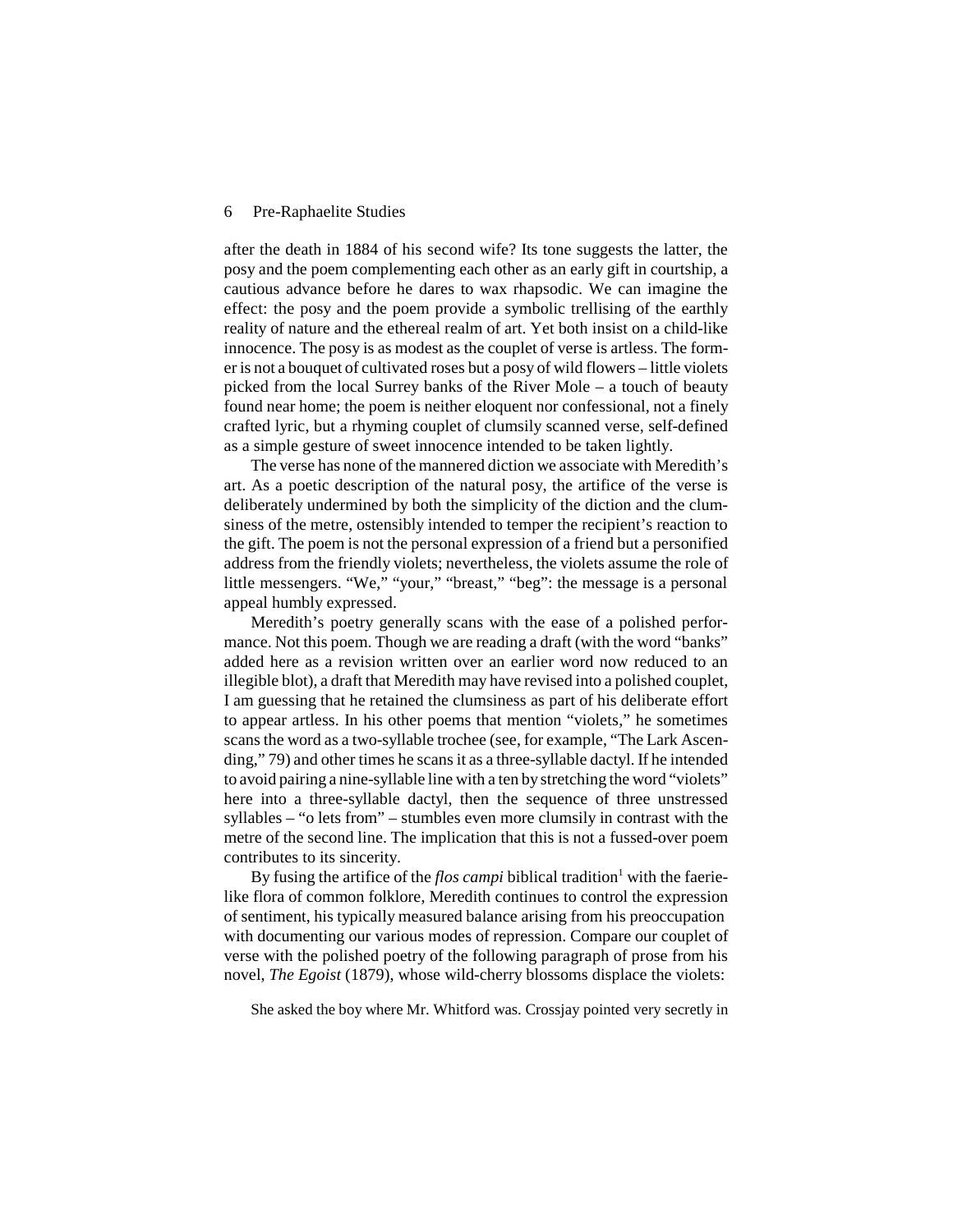after the death in 1884 of his second wife? Its tone suggests the latter, the posy and the poem complementing each other as an early gift in courtship, a cautious advance before he dares to wax rhapsodic. We can imagine the effect: the posy and the poem provide a symbolic trellising of the earthly reality of nature and the ethereal realm of art. Yet both insist on a child-like innocence. The posy is as modest as the couplet of verse is artless. The former is not a bouquet of cultivated roses but a posy of wild flowers – little violets picked from the local Surrey banks of the River Mole – a touch of beauty found near home; the poem is neither eloquent nor confessional, not a finely crafted lyric, but a rhyming couplet of clumsily scanned verse, self-defined as a simple gesture of sweet innocence intended to be taken lightly.

The verse has none of the mannered diction we associate with Meredith's art. As a poetic description of the natural posy, the artifice of the verse is deliberately undermined by both the simplicity of the diction and the clumsiness of the metre, ostensibly intended to temper the recipient's reaction to the gift. The poem is not the personal expression of a friend but a personified address from the friendly violets; nevertheless, the violets assume the role of little messengers. "We," "your," "breast," "beg": the message is a personal appeal humbly expressed.

Meredith's poetry generally scans with the ease of a polished performance. Not this poem. Though we are reading a draft (with the word "banks" added here as a revision written over an earlier word now reduced to an illegible blot), a draft that Meredith may have revised into a polished couplet, I am guessing that he retained the clumsiness as part of his deliberate effort to appear artless. In his other poems that mention "violets," he sometimes scans the word as a two-syllable trochee (see, for example, "The Lark Ascending," 79) and other times he scans it as a three-syllable dactyl. If he intended to avoid pairing a nine-syllable line with a ten by stretching the word "violets" here into a three-syllable dactyl, then the sequence of three unstressed syllables – "o lets from" – stumbles even more clumsily in contrast with the metre of the second line. The implication that this is not a fussed-over poem contributes to its sincerity.

By fusing the artifice of the *flos campi* biblical tradition[1] with the faerie-like flora of common folklore, Meredith continues to control the expression of sentiment, his typically measured balance arising from his preoccupation with documenting our various modes of repression. Compare our couplet of verse with the polished poetry of the following paragraph of prose from his novel, *The Egoist* (1879), whose wild-cherry blossoms displace the violets:

> She asked the boy where Mr. Whitford was. Crossjay pointed very secretly in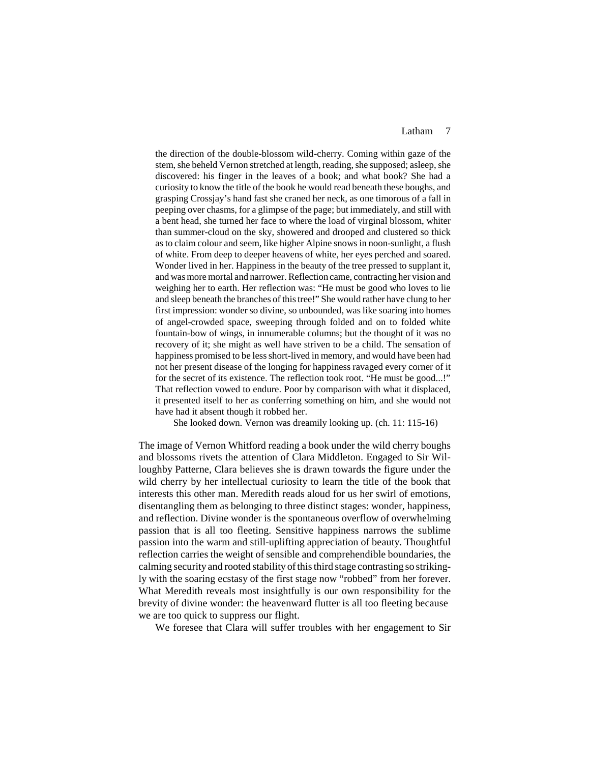> the direction of the double-blossom wild-cherry. Coming within gaze of the stem, she beheld Vernon stretched at length, reading, she supposed; asleep, she discovered: his finger in the leaves of a book; and what book? She had a curiosity to know the title of the book he would read beneath these boughs, and grasping Crossjay's hand fast she craned her neck, as one timorous of a fall in peeping over chasms, for a glimpse of the page; but immediately, and still with a bent head, she turned her face to where the load of virginal blossom, whiter than summer-cloud on the sky, showered and drooped and clustered so thick as to claim colour and seem, like higher Alpine snows in noon-sunlight, a flush of white. From deep to deeper heavens of white, her eyes perched and soared. Wonder lived in her. Happiness in the beauty of the tree pressed to supplant it, and was more mortal and narrower. Reflection came, contracting her vision and weighing her to earth. Her reflection was: "He must be good who loves to lie and sleep beneath the branches of this tree!" She would rather have clung to her first impression: wonder so divine, so unbounded, was like soaring into homes of angel-crowded space, sweeping through folded and on to folded white fountain-bow of wings, in innumerable columns; but the thought of it was no recovery of it; she might as well have striven to be a child. The sensation of happiness promised to be less short-lived in memory, and would have been had not her present disease of the longing for happiness ravaged every corner of it for the secret of its existence. The reflection took root. "He must be good...!" That reflection vowed to endure. Poor by comparison with what it displaced, it presented itself to her as conferring something on him, and she would not have had it absent though it robbed her.
>
> She looked down. Vernon was dreamily looking up. (ch. 11: 115-16)

The image of Vernon Whitford reading a book under the wild cherry boughs and blossoms rivets the attention of Clara Middleton. Engaged to Sir Willoughby Patterne, Clara believes she is drawn towards the figure under the wild cherry by her intellectual curiosity to learn the title of the book that interests this other man. Meredith reads aloud for us her swirl of emotions, disentangling them as belonging to three distinct stages: wonder, happiness, and reflection. Divine wonder is the spontaneous overflow of overwhelming passion that is all too fleeting. Sensitive happiness narrows the sublime passion into the warm and still-uplifting appreciation of beauty. Thoughtful reflection carries the weight of sensible and comprehendible boundaries, the calming security and rooted stability of this third stage contrasting so strikingly with the soaring ecstasy of the first stage now "robbed" from her forever. What Meredith reveals most insightfully is our own responsibility for the brevity of divine wonder: the heavenward flutter is all too fleeting because we are too quick to suppress our flight.

We foresee that Clara will suffer troubles with her engagement to Sir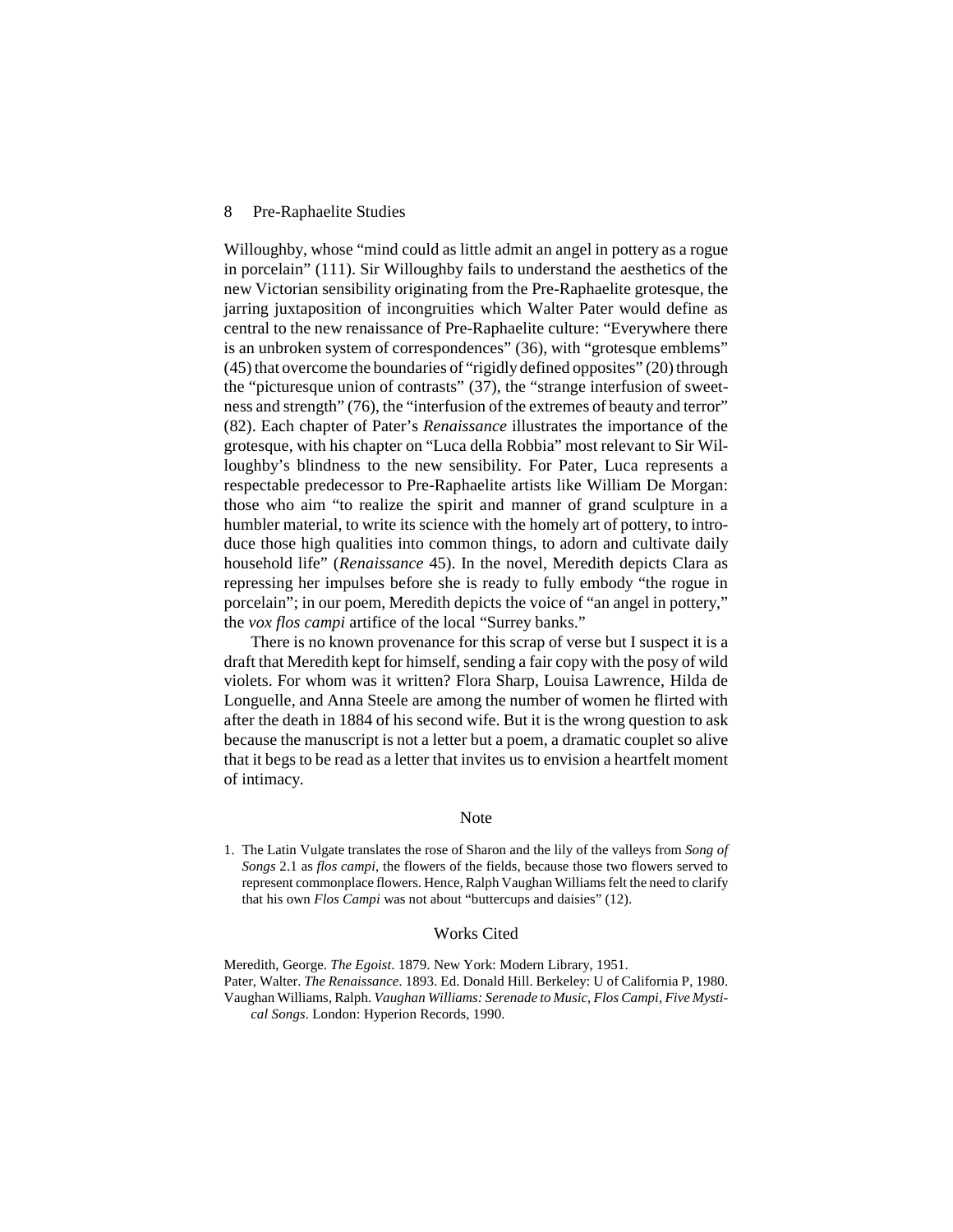Willoughby, whose "mind could as little admit an angel in pottery as a rogue in porcelain" (111). Sir Willoughby fails to understand the aesthetics of the new Victorian sensibility originating from the Pre-Raphaelite grotesque, the jarring juxtaposition of incongruities which Walter Pater would define as central to the new renaissance of Pre-Raphaelite culture: "Everywhere there is an unbroken system of correspondences" (36), with "grotesque emblems" (45) that overcome the boundaries of "rigidly defined opposites" (20) through the "picturesque union of contrasts" (37), the "strange interfusion of sweetness and strength" (76), the "interfusion of the extremes of beauty and terror" (82). Each chapter of Pater's *Renaissance* illustrates the importance of the grotesque, with his chapter on "Luca della Robbia" most relevant to Sir Willoughby's blindness to the new sensibility. For Pater, Luca represents a respectable predecessor to Pre-Raphaelite artists like William De Morgan: those who aim "to realize the spirit and manner of grand sculpture in a humbler material, to write its science with the homely art of pottery, to introduce those high qualities into common things, to adorn and cultivate daily household life" (*Renaissance* 45). In the novel, Meredith depicts Clara as repressing her impulses before she is ready to fully embody "the rogue in porcelain"; in our poem, Meredith depicts the voice of "an angel in pottery," the *vox flos campi* artifice of the local "Surrey banks."

There is no known provenance for this scrap of verse but I suspect it is a draft that Meredith kept for himself, sending a fair copy with the posy of wild violets. For whom was it written? Flora Sharp, Louisa Lawrence, Hilda de Longuelle, and Anna Steele are among the number of women he flirted with after the death in 1884 of his second wife. But it is the wrong question to ask because the manuscript is not a letter but a poem, a dramatic couplet so alive that it begs to be read as a letter that invites us to envision a heartfelt moment of intimacy.

## Note

1. The Latin Vulgate translates the rose of Sharon and the lily of the valleys from *Song of Songs* 2.1 as *flos campi*, the flowers of the fields, because those two flowers served to represent commonplace flowers. Hence, Ralph Vaughan Williams felt the need to clarify that his own *Flos Campi* was not about "buttercups and daisies" (12).

## Works Cited

Meredith, George. *The Egoist*. 1879. New York: Modern Library, 1951.

Pater, Walter. *The Renaissance*. 1893. Ed. Donald Hill. Berkeley: U of California P, 1980.

Vaughan Williams, Ralph. *Vaughan Williams: Serenade to Music, Flos Campi, Five Mystical Songs*. London: Hyperion Records, 1990.